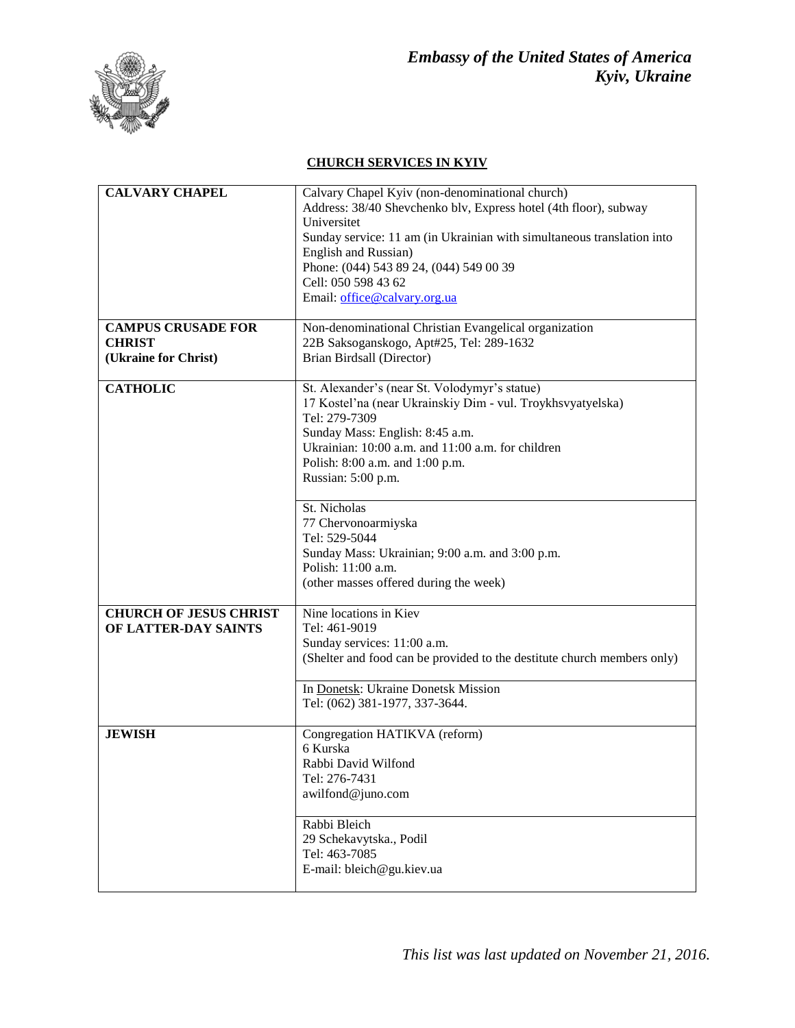*Embassy of the United States of America*
*Kyiv, Ukraine*

## CHURCH SERVICES IN KYIV

| | |
|---|---|
| **CALVARY CHAPEL** | Calvary Chapel Kyiv (non-denominational church)<br>Address: 38/40 Shevchenko blv, Express hotel (4th floor), subway Universitet<br>Sunday service: 11 am (in Ukrainian with simultaneous translation into English and Russian)<br>Phone: (044) 543 89 24, (044) 549 00 39<br>Cell: 050 598 43 62<br>Email: office@calvary.org.ua |
| **CAMPUS CRUSADE FOR CHRIST (Ukraine for Christ)** | Non-denominational Christian Evangelical organization<br>22B Saksoganskogo, Apt#25, Tel: 289-1632<br>Brian Birdsall (Director) |
| **CATHOLIC** | St. Alexander's (near St. Volodymyr's statue)<br>17 Kostel'na (near Ukrainskiy Dim - vul. Troykhsvyatyelska)<br>Tel: 279-7309<br>Sunday Mass: English: 8:45 a.m.<br>Ukrainian: 10:00 a.m. and 11:00 a.m. for children<br>Polish: 8:00 a.m. and 1:00 p.m.<br>Russian: 5:00 p.m. |
| | St. Nicholas<br>77 Chervonoarmiyska<br>Tel: 529-5044<br>Sunday Mass: Ukrainian; 9:00 a.m. and 3:00 p.m.<br>Polish: 11:00 a.m.<br>(other masses offered during the week) |
| **CHURCH OF JESUS CHRIST OF LATTER-DAY SAINTS** | Nine locations in Kiev<br>Tel: 461-9019<br>Sunday services: 11:00 a.m.<br>(Shelter and food can be provided to the destitute church members only) |
| | In Donetsk: Ukraine Donetsk Mission<br>Tel: (062) 381-1977, 337-3644. |
| **JEWISH** | Congregation HATIKVA (reform)<br>6 Kurska<br>Rabbi David Wilfond<br>Tel: 276-7431<br>awilfond@juno.com |
| | Rabbi Bleich<br>29 Schekavytska., Podil<br>Tel: 463-7085<br>E-mail: bleich@gu.kiev.ua |

*This list was last updated on November 21, 2016.*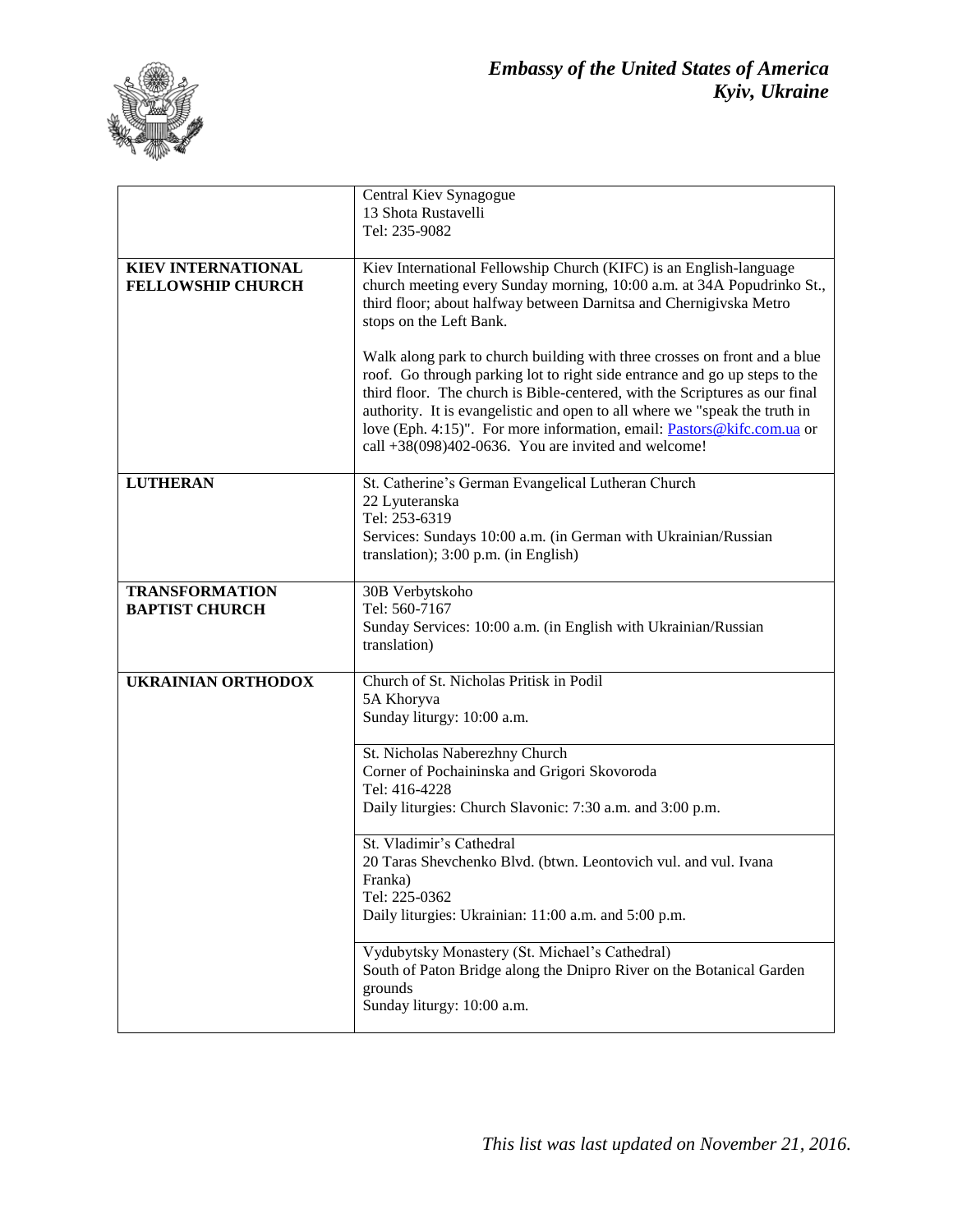*Embassy of the United States of America*
*Kyiv, Ukraine*

| | |
|---|---|
| | Central Kiev Synagogue<br>13 Shota Rustavelli<br>Tel: 235-9082 |
| **KIEV INTERNATIONAL FELLOWSHIP CHURCH** | Kiev International Fellowship Church (KIFC) is an English-language church meeting every Sunday morning, 10:00 a.m. at 34A Popudrinko St., third floor; about halfway between Darnitsa and Chernigivska Metro stops on the Left Bank.<br><br>Walk along park to church building with three crosses on front and a blue roof. Go through parking lot to right side entrance and go up steps to the third floor. The church is Bible-centered, with the Scriptures as our final authority. It is evangelistic and open to all where we "speak the truth in love (Eph. 4:15)". For more information, email: Pastors@kifc.com.ua or call +38(098)402-0636. You are invited and welcome! |
| **LUTHERAN** | St. Catherine's German Evangelical Lutheran Church<br>22 Lyuteranska<br>Tel: 253-6319<br>Services: Sundays 10:00 a.m. (in German with Ukrainian/Russian translation); 3:00 p.m. (in English) |
| **TRANSFORMATION BAPTIST CHURCH** | 30B Verbytskoho<br>Tel: 560-7167<br>Sunday Services: 10:00 a.m. (in English with Ukrainian/Russian translation) |
| **UKRAINIAN ORTHODOX** | Church of St. Nicholas Pritisk in Podil<br>5A Khoryva<br>Sunday liturgy: 10:00 a.m. |
| | St. Nicholas Naberezhny Church<br>Corner of Pochaininska and Grigori Skovoroda<br>Tel: 416-4228<br>Daily liturgies: Church Slavonic: 7:30 a.m. and 3:00 p.m. |
| | St. Vladimir's Cathedral<br>20 Taras Shevchenko Blvd. (btwn. Leontovich vul. and vul. Ivana Franka)<br>Tel: 225-0362<br>Daily liturgies: Ukrainian: 11:00 a.m. and 5:00 p.m. |
| | Vydubytsky Monastery (St. Michael's Cathedral)<br>South of Paton Bridge along the Dnipro River on the Botanical Garden grounds<br>Sunday liturgy: 10:00 a.m. |

*This list was last updated on November 21, 2016.*